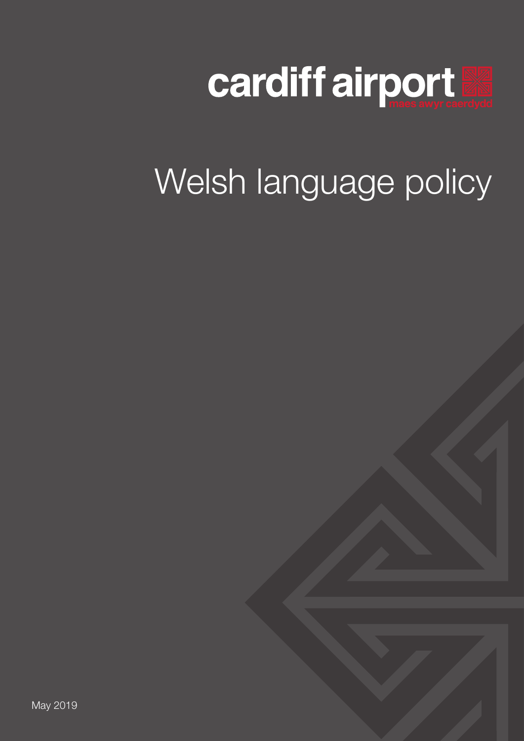cardiff airport

maes awyr caerdydd

# Welsh language policy

May 2019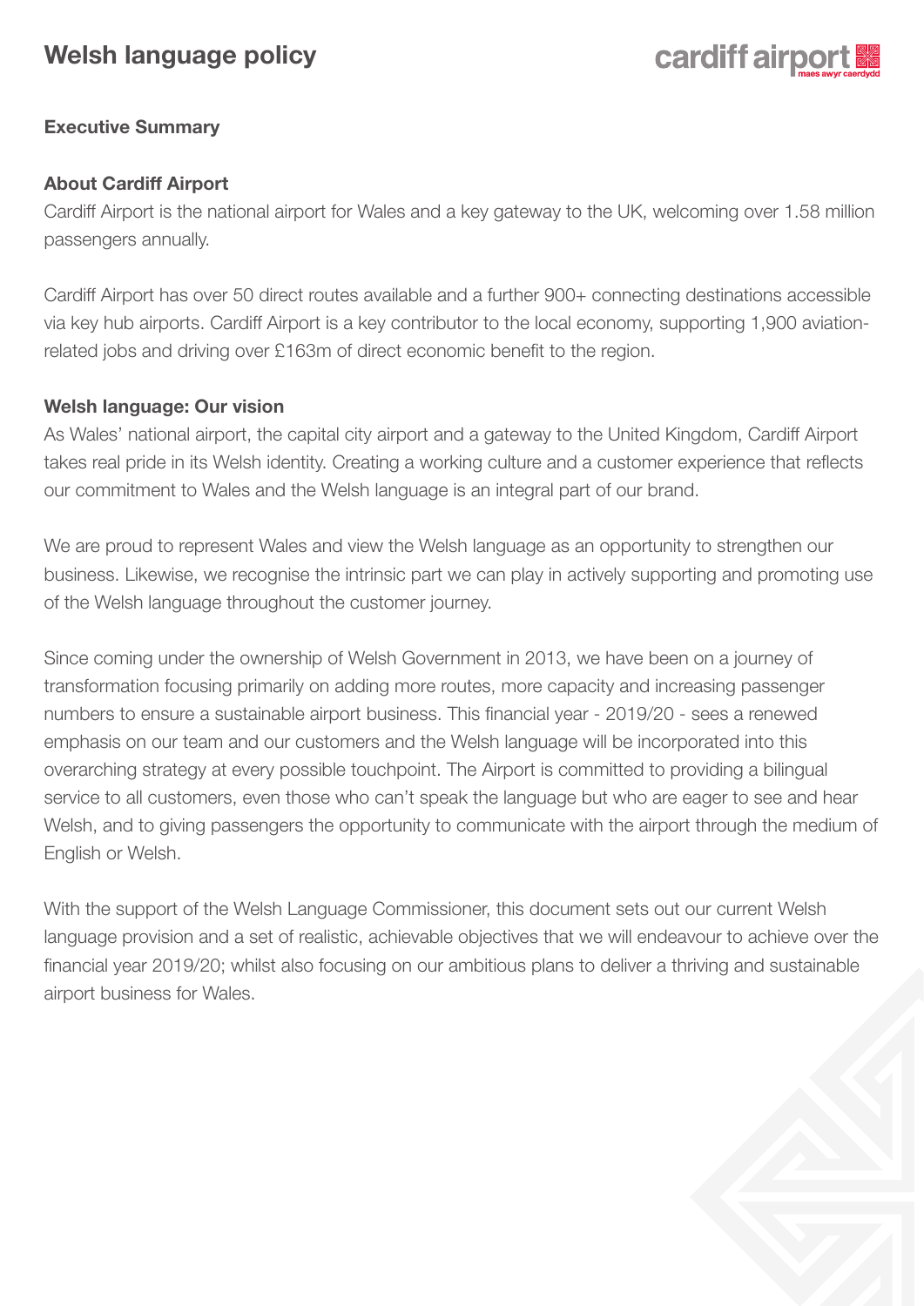# Welsh language policy

## Executive Summary

### About Cardiff Airport

Cardiff Airport is the national airport for Wales and a key gateway to the UK, welcoming over 1.58 million passengers annually.

Cardiff Airport has over 50 direct routes available and a further 900+ connecting destinations accessible via key hub airports. Cardiff Airport is a key contributor to the local economy, supporting 1,900 aviation-related jobs and driving over £163m of direct economic benefit to the region.

### Welsh language: Our vision

As Wales' national airport, the capital city airport and a gateway to the United Kingdom, Cardiff Airport takes real pride in its Welsh identity. Creating a working culture and a customer experience that reflects our commitment to Wales and the Welsh language is an integral part of our brand.

We are proud to represent Wales and view the Welsh language as an opportunity to strengthen our business. Likewise, we recognise the intrinsic part we can play in actively supporting and promoting use of the Welsh language throughout the customer journey.

Since coming under the ownership of Welsh Government in 2013, we have been on a journey of transformation focusing primarily on adding more routes, more capacity and increasing passenger numbers to ensure a sustainable airport business. This financial year - 2019/20 - sees a renewed emphasis on our team and our customers and the Welsh language will be incorporated into this overarching strategy at every possible touchpoint. The Airport is committed to providing a bilingual service to all customers, even those who can't speak the language but who are eager to see and hear Welsh, and to giving passengers the opportunity to communicate with the airport through the medium of English or Welsh.

With the support of the Welsh Language Commissioner, this document sets out our current Welsh language provision and a set of realistic, achievable objectives that we will endeavour to achieve over the financial year 2019/20; whilst also focusing on our ambitious plans to deliver a thriving and sustainable airport business for Wales.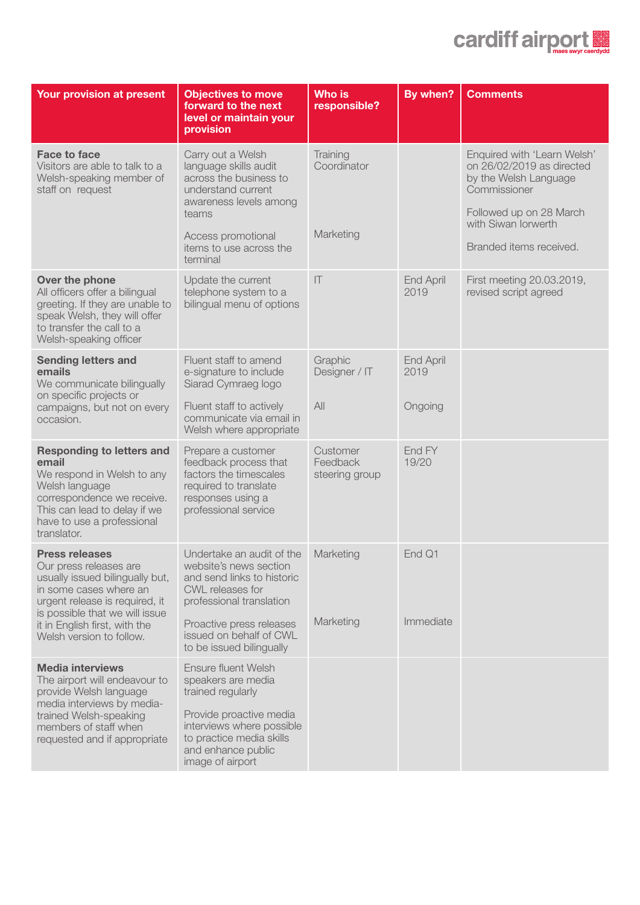| Your provision at present | Objectives to move forward to the next level or maintain your provision | Who is responsible? | By when? | Comments |
|---|---|---|---|---|
| **Face to face**<br>Visitors are able to talk to a Welsh-speaking member of staff on request | Carry out a Welsh language skills audit across the business to understand current awareness levels among teams<br><br>Access promotional items to use across the terminal | Training Coordinator<br><br>Marketing | | Enquired with 'Learn Welsh' on 26/02/2019 as directed by the Welsh Language Commissioner<br><br>Followed up on 28 March with Siwan Iorwerth<br><br>Branded items received. |
| **Over the phone**<br>All officers offer a bilingual greeting. If they are unable to speak Welsh, they will offer to transfer the call to a Welsh-speaking officer | Update the current telephone system to a bilingual menu of options | IT | End April 2019 | First meeting 20.03.2019, revised script agreed |
| **Sending letters and emails**<br>We communicate bilingually on specific projects or campaigns, but not on every occasion. | Fluent staff to amend e-signature to include Siarad Cymraeg logo<br><br>Fluent staff to actively communicate via email in Welsh where appropriate | Graphic Designer / IT<br><br>All | End April 2019<br><br>Ongoing | |
| **Responding to letters and email**<br>We respond in Welsh to any Welsh language correspondence we receive. This can lead to delay if we have to use a professional translator. | Prepare a customer feedback process that factors the timescales required to translate responses using a professional service | Customer Feedback steering group | End FY 19/20 | |
| **Press releases**<br>Our press releases are usually issued bilingually but, in some cases where an urgent release is required, it is possible that we will issue it in English first, with the Welsh version to follow. | Undertake an audit of the website's news section and send links to historic CWL releases for professional translation<br><br>Proactive press releases issued on behalf of CWL to be issued bilingually | Marketing<br><br>Marketing | End Q1<br><br>Immediate | |
| **Media interviews**<br>The airport will endeavour to provide Welsh language media interviews by media-trained Welsh-speaking members of staff when requested and if appropriate | Ensure fluent Welsh speakers are media trained regularly<br><br>Provide proactive media interviews where possible to practice media skills and enhance public image of airport | | | |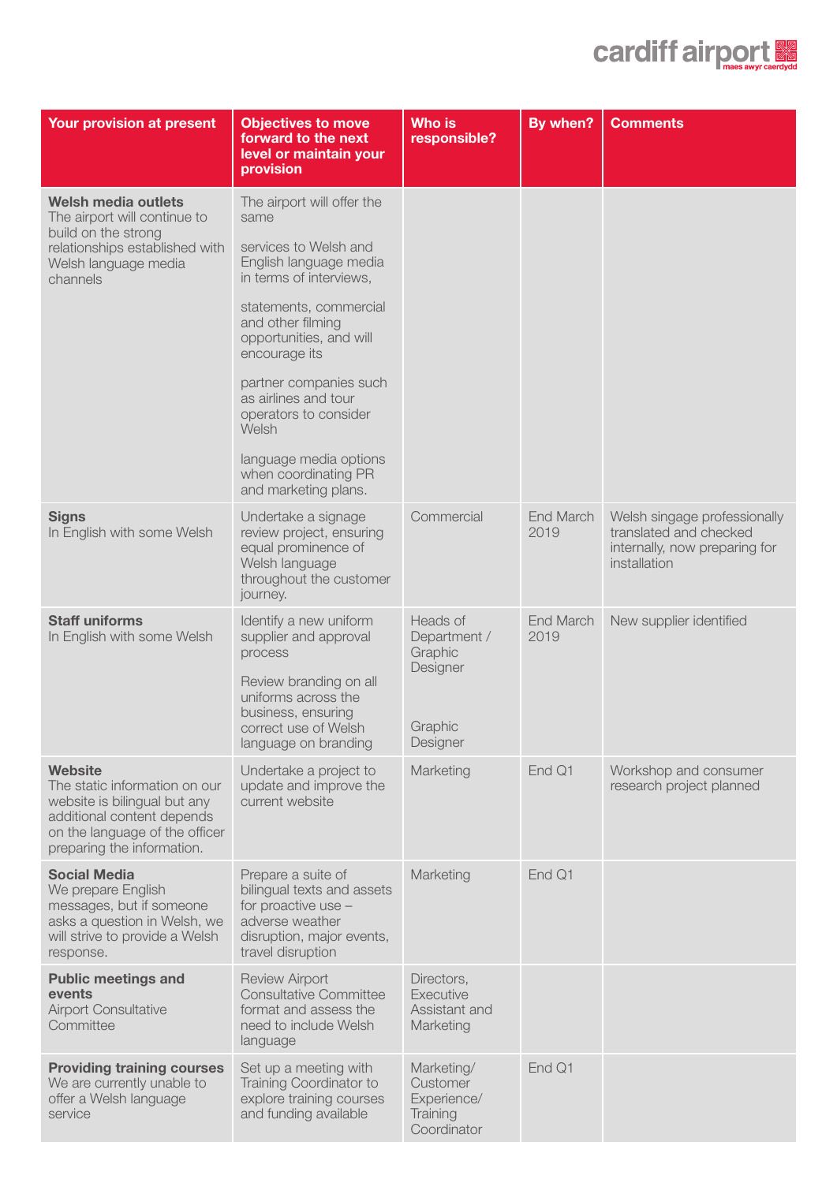| Your provision at present | Objectives to move forward to the next level or maintain your provision | Who is responsible? | By when? | Comments |
|---|---|---|---|---|
| **Welsh media outlets** The airport will continue to build on the strong relationships established with Welsh language media channels | The airport will offer the same services to Welsh and English language media in terms of interviews, statements, commercial and other filming opportunities, and will encourage its partner companies such as airlines and tour operators to consider Welsh language media options when coordinating PR and marketing plans. | | | |
| **Signs** In English with some Welsh | Undertake a signage review project, ensuring equal prominence of Welsh language throughout the customer journey. | Commercial | End March 2019 | Welsh singage professionally translated and checked internally, now preparing for installation |
| **Staff uniforms** In English with some Welsh | Identify a new uniform supplier and approval process<br><br>Review branding on all uniforms across the business, ensuring correct use of Welsh language on branding | Heads of Department / Graphic Designer<br><br>Graphic Designer | End March 2019 | New supplier identified |
| **Website** The static information on our website is bilingual but any additional content depends on the language of the officer preparing the information. | Undertake a project to update and improve the current website | Marketing | End Q1 | Workshop and consumer research project planned |
| **Social Media** We prepare English messages, but if someone asks a question in Welsh, we will strive to provide a Welsh response. | Prepare a suite of bilingual texts and assets for proactive use – adverse weather disruption, major events, travel disruption | Marketing | End Q1 | |
| **Public meetings and events** Airport Consultative Committee | Review Airport Consultative Committee format and assess the need to include Welsh language | Directors, Executive Assistant and Marketing | | |
| **Providing training courses** We are currently unable to offer a Welsh language service | Set up a meeting with Training Coordinator to explore training courses and funding available | Marketing/ Customer Experience/ Training Coordinator | End Q1 | |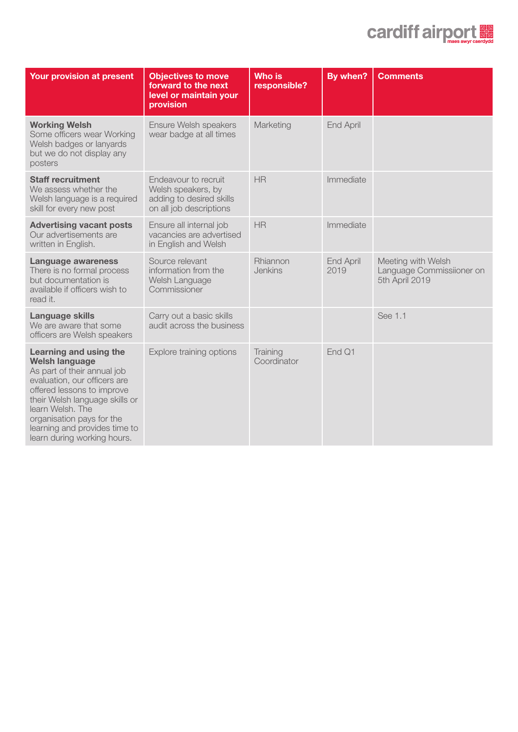| Your provision at present | Objectives to move forward to the next level or maintain your provision | Who is responsible? | By when? | Comments |
|---|---|---|---|---|
| **Working Welsh** Some officers wear Working Welsh badges or lanyards but we do not display any posters | Ensure Welsh speakers wear badge at all times | Marketing | End April | |
| **Staff recruitment** We assess whether the Welsh language is a required skill for every new post | Endeavour to recruit Welsh speakers, by adding to desired skills on all job descriptions | HR | Immediate | |
| **Advertising vacant posts** Our advertisements are written in English. | Ensure all internal job vacancies are advertised in English and Welsh | HR | Immediate | |
| **Language awareness** There is no formal process but documentation is available if officers wish to read it. | Source relevant information from the Welsh Language Commissioner | Rhiannon Jenkins | End April 2019 | Meeting with Welsh Language Commissiioner on 5th April 2019 |
| **Language skills** We are aware that some officers are Welsh speakers | Carry out a basic skills audit across the business | | | See 1.1 |
| **Learning and using the Welsh language** As part of their annual job evaluation, our officers are offered lessons to improve their Welsh language skills or learn Welsh. The organisation pays for the learning and provides time to learn during working hours. | Explore training options | Training Coordinator | End Q1 | |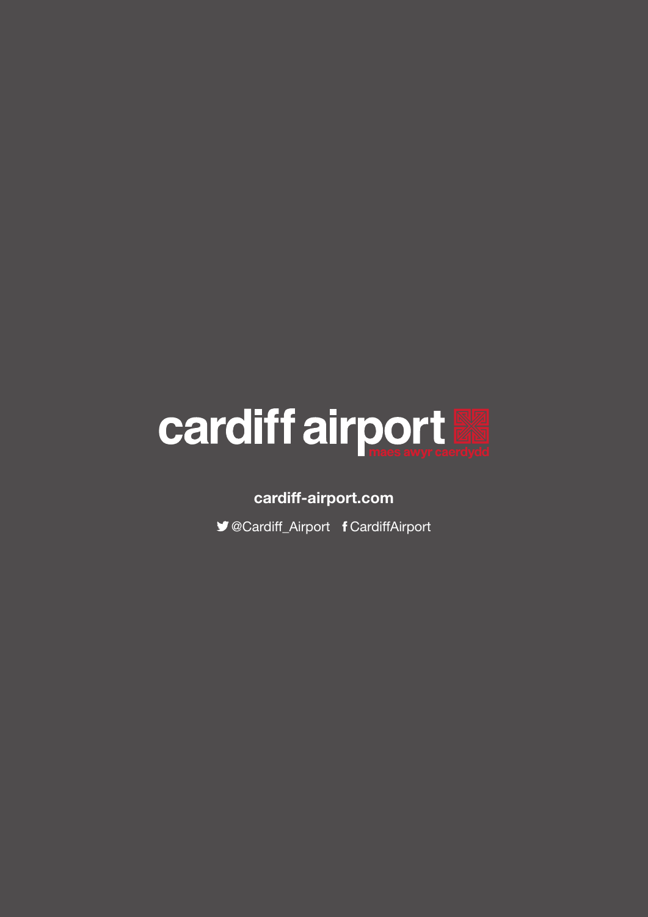cardiff airport

maes awyr caerdydd

**cardiff-airport.com**

@Cardiff_Airport   CardiffAirport